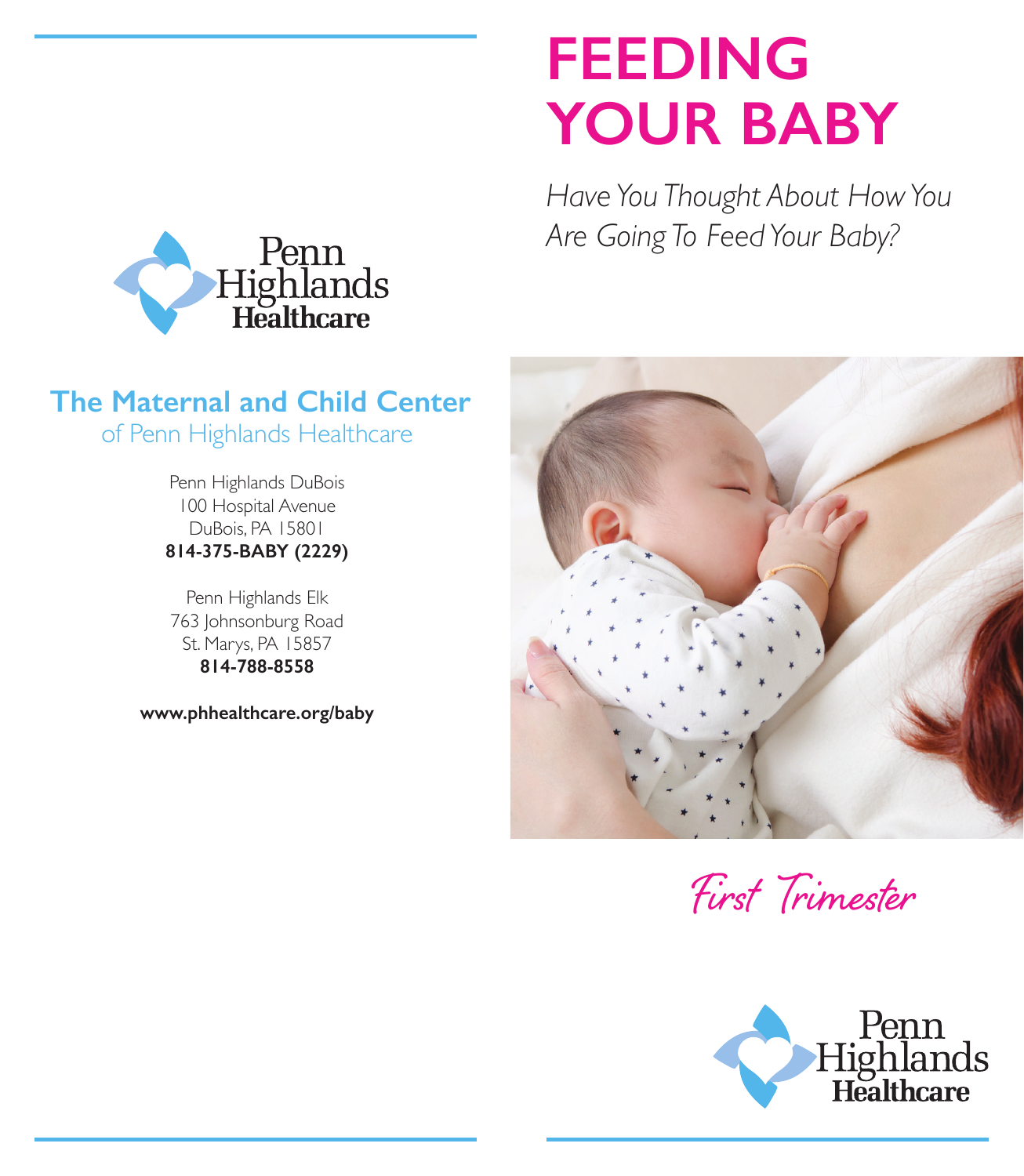# FEEDING YOUR BABY

*Have You Thought About How You Are Going To Feed Your Baby?*

*First Trimester*

Penn Highlands Healthcare

## The Maternal and Child Center

of Penn Highlands Healthcare

Penn Highlands DuBois
100 Hospital Avenue
DuBois, PA 15801
**814-375-BABY (2229)**

Penn Highlands Elk
763 Johnsonburg Road
St. Marys, PA 15857
**814-788-8558**

**www.phhealthcare.org/baby**

Penn Highlands Healthcare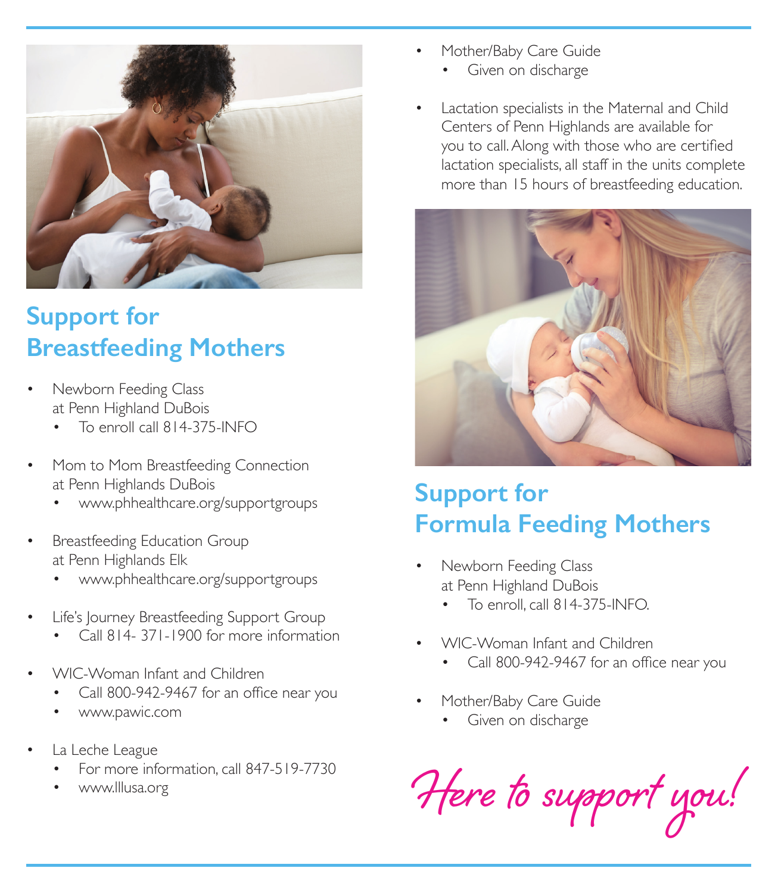## Support for Breastfeeding Mothers

- Newborn Feeding Class at Penn Highland DuBois
  - To enroll call 814-375-INFO
- Mom to Mom Breastfeeding Connection at Penn Highlands DuBois
  - www.phhealthcare.org/supportgroups
- Breastfeeding Education Group at Penn Highlands Elk
  - www.phhealthcare.org/supportgroups
- Life's Journey Breastfeeding Support Group
  - Call 814- 371-1900 for more information
- WIC-Woman Infant and Children
  - Call 800-942-9467 for an office near you
  - www.pawic.com
- La Leche League
  - For more information, call 847-519-7730
  - www.lllusa.org
- Mother/Baby Care Guide
  - Given on discharge
- Lactation specialists in the Maternal and Child Centers of Penn Highlands are available for you to call. Along with those who are certified lactation specialists, all staff in the units complete more than 15 hours of breastfeeding education.

## Support for Formula Feeding Mothers

- Newborn Feeding Class at Penn Highland DuBois
  - To enroll, call 814-375-INFO.
- WIC-Woman Infant and Children
  - Call 800-942-9467 for an office near you
- Mother/Baby Care Guide
  - Given on discharge

*Here to support you!*